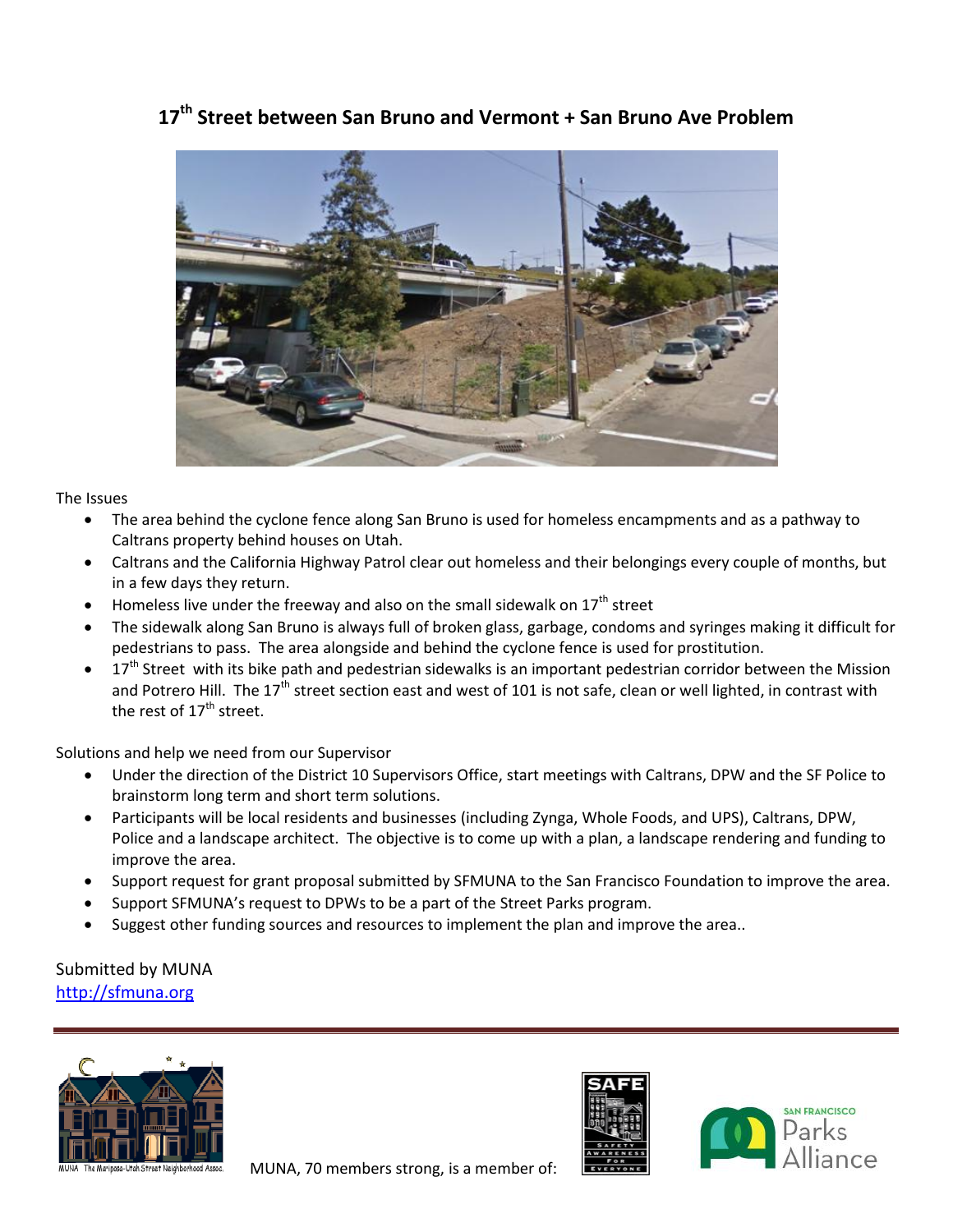# 17th Street between San Bruno and Vermont + San Bruno Ave Problem

The Issues

- The area behind the cyclone fence along San Bruno is used for homeless encampments and as a pathway to Caltrans property behind houses on Utah.
- Caltrans and the California Highway Patrol clear out homeless and their belongings every couple of months, but in a few days they return.
- Homeless live under the freeway and also on the small sidewalk on 17th street
- The sidewalk along San Bruno is always full of broken glass, garbage, condoms and syringes making it difficult for pedestrians to pass. The area alongside and behind the cyclone fence is used for prostitution.
- 17th Street with its bike path and pedestrian sidewalks is an important pedestrian corridor between the Mission and Potrero Hill. The 17th street section east and west of 101 is not safe, clean or well lighted, in contrast with the rest of 17th street.

Solutions and help we need from our Supervisor

- Under the direction of the District 10 Supervisors Office, start meetings with Caltrans, DPW and the SF Police to brainstorm long term and short term solutions.
- Participants will be local residents and businesses (including Zynga, Whole Foods, and UPS), Caltrans, DPW, Police and a landscape architect. The objective is to come up with a plan, a landscape rendering and funding to improve the area.
- Support request for grant proposal submitted by SFMUNA to the San Francisco Foundation to improve the area.
- Support SFMUNA's request to DPWs to be a part of the Street Parks program.
- Suggest other funding sources and resources to implement the plan and improve the area..

Submitted by MUNA
http://sfmuna.org

MUNA The Mariposa-Utah Street Neighborhood Assoc.

MUNA, 70 members strong, is a member of: SAFE (Safety Awareness For Everyone), San Francisco Parks Alliance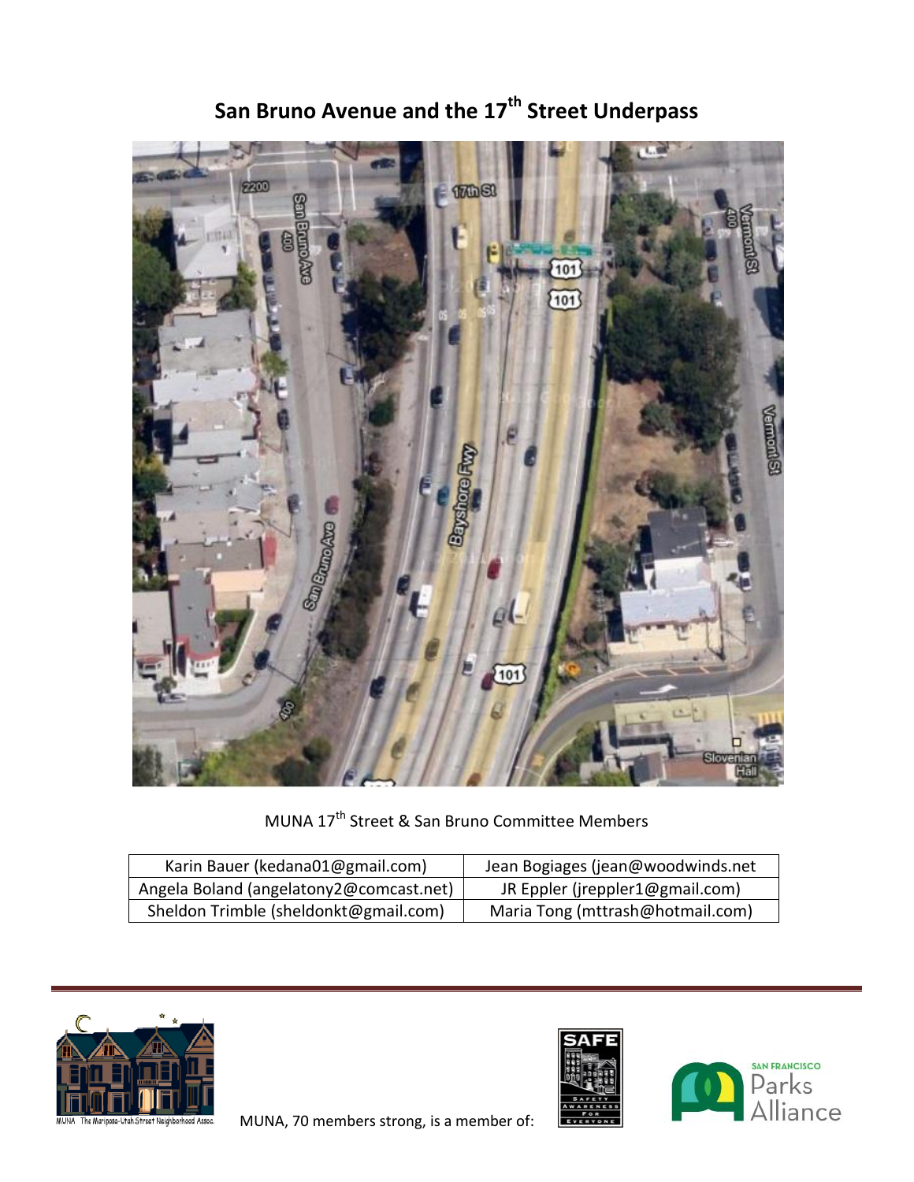# San Bruno Avenue and the 17th Street Underpass

MUNA 17th Street & San Bruno Committee Members

| | |
|---|---|
| Karin Bauer (kedana01@gmail.com) | Jean Bogiages (jean@woodwinds.net |
| Angela Boland (angelatony2@comcast.net) | JR Eppler (jreppler1@gmail.com) |
| Sheldon Trimble (sheldonkt@gmail.com) | Maria Tong (mttrash@hotmail.com) |

MUNA, 70 members strong, is a member of: